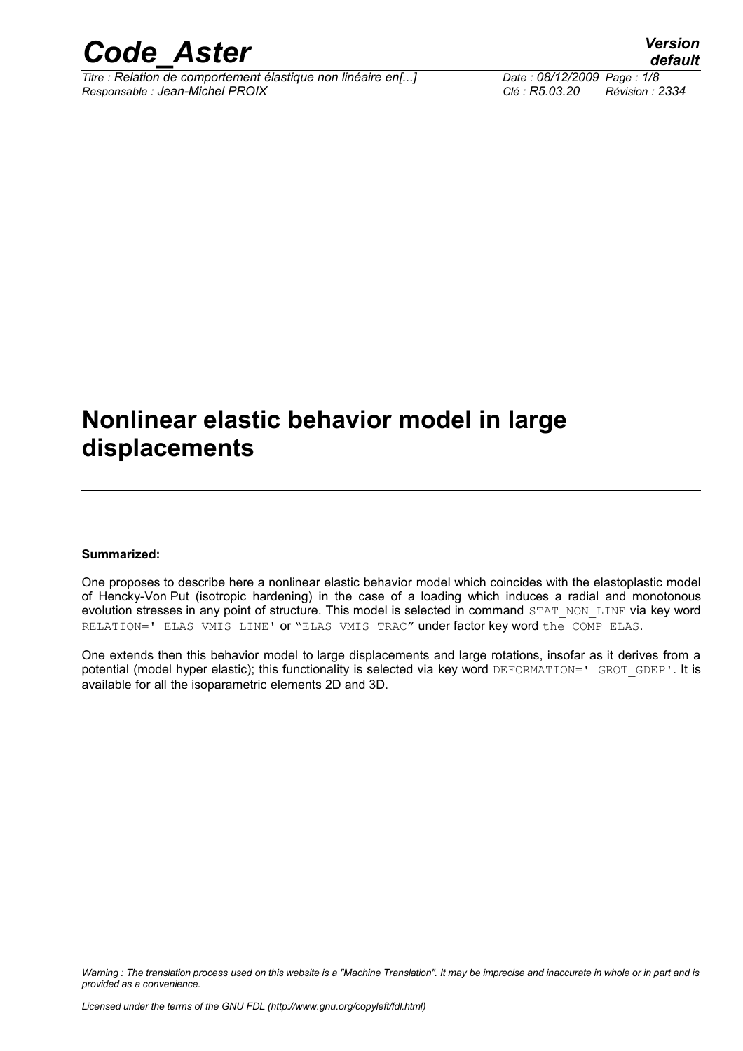# Nonlinear elastic behavior model in large displacements

**Summarized:**

One proposes to describe here a nonlinear elastic behavior model which coincides with the elastoplastic model of Hencky-Von Put (isotropic hardening) in the case of a loading which induces a radial and monotonous evolution stresses in any point of structure. This model is selected in command `STAT_NON_LINE` via key word `RELATION=' ELAS_VMIS_LINE'` or `"ELAS_VMIS_TRAC"` under factor key word `the COMP_ELAS`.

One extends then this behavior model to large displacements and large rotations, insofar as it derives from a potential (model hyper elastic); this functionality is selected via key word `DEFORMATION=' GROT_GDEP'`. It is available for all the isoparametric elements 2D and 3D.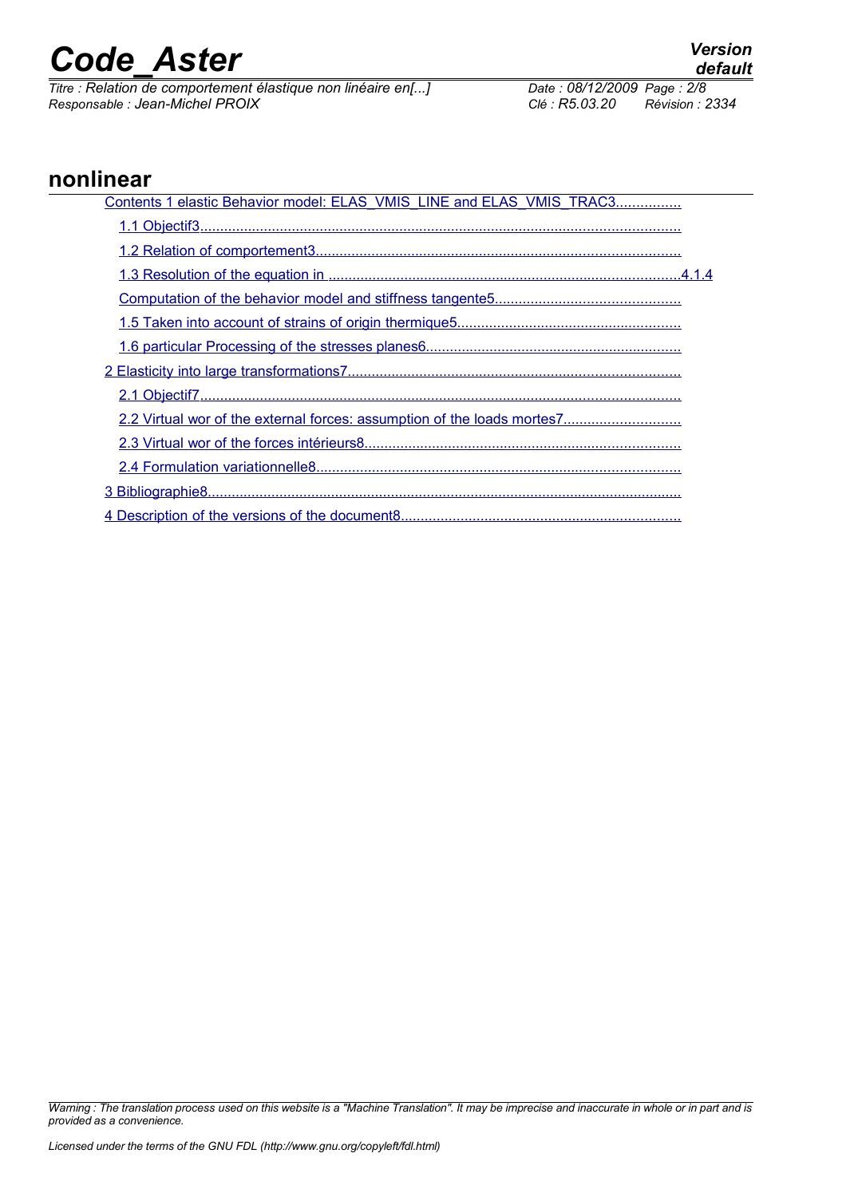## nonlinear

Contents 1 elastic Behavior model: ELAS_VMIS_LINE and ELAS_VMIS_TRAC3................

1.1 Objectif3........................................................................................................................

1.2 Relation of comportement3...........................................................................................

1.3 Resolution of the equation in ........................................................................................4.1.4

Computation of the behavior model and stiffness tangente5..............................................

1.5 Taken into account of strains of origin thermique5........................................................

1.6 particular Processing of the stresses planes6................................................................

2 Elasticity into large transformations7....................................................................................

2.1 Objectif7.........................................................................................................................

2.2 Virtual wor of the external forces: assumption of the loads mortes7.............................

2.3 Virtual wor of the forces intérieurs8................................................................................

2.4 Formulation variationnelle8............................................................................................

3 Bibliographie8.......................................................................................................................

4 Description of the versions of the document8......................................................................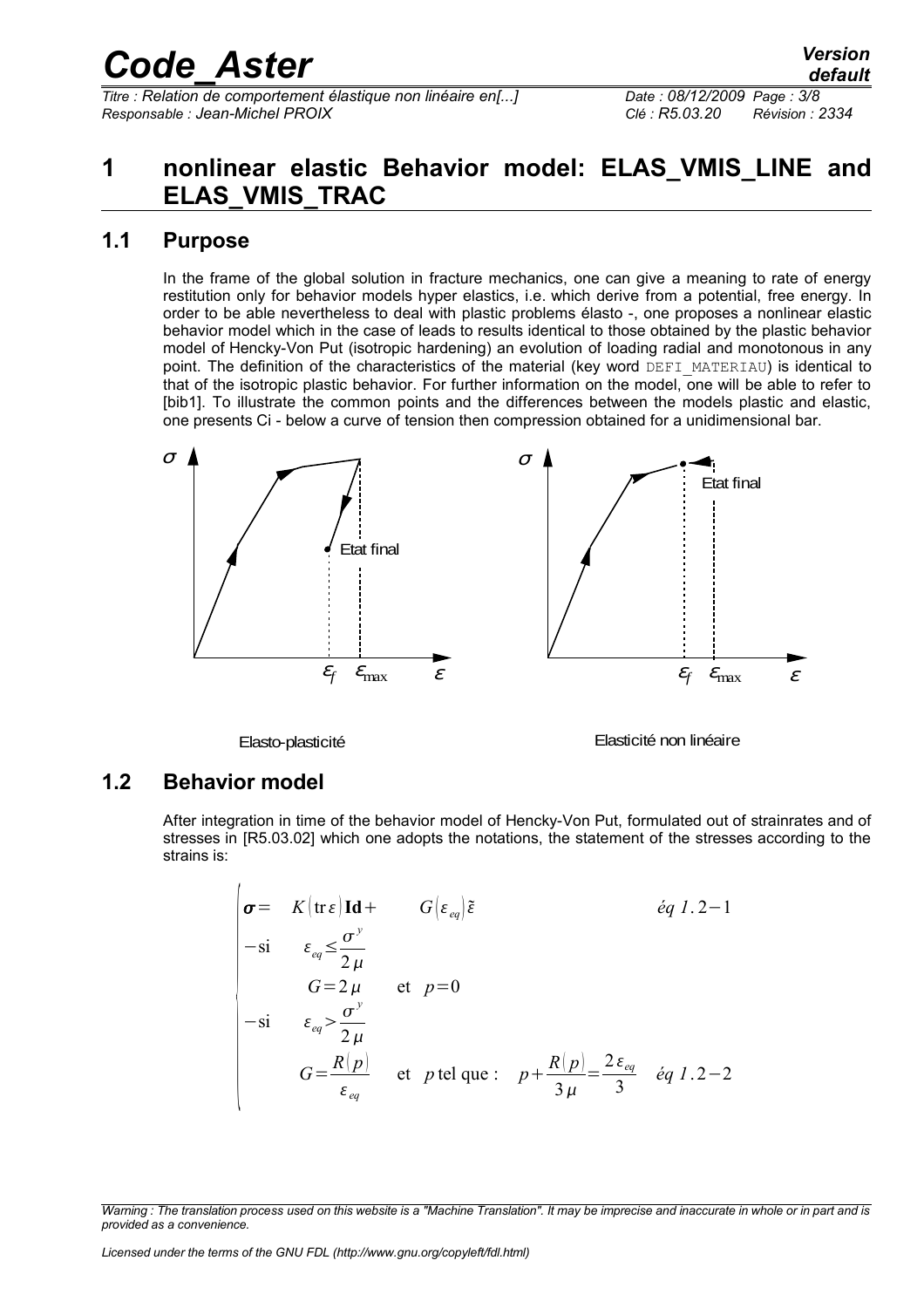# 1 nonlinear elastic Behavior model: ELAS_VMIS_LINE and ELAS_VMIS_TRAC

## 1.1 Purpose

In the frame of the global solution in fracture mechanics, one can give a meaning to rate of energy restitution only for behavior models hyper elastics, i.e. which derive from a potential, free energy. In order to be able nevertheless to deal with plastic problems élasto -, one proposes a nonlinear elastic behavior model which in the case of leads to results identical to those obtained by the plastic behavior model of Hencky-Von Put (isotropic hardening) an evolution of loading radial and monotonous in any point. The definition of the characteristics of the material (key word DEFI_MATERIAU) is identical to that of the isotropic plastic behavior. For further information on the model, one will be able to refer to [bib1]. To illustrate the common points and the differences between the models plastic and elastic, one presents Ci - below a curve of tension then compression obtained for a unidimensional bar.

Elasto-plasticité

Elasticité non linéaire

## 1.2 Behavior model

After integration in time of the behavior model of Hencky-Von Put, formulated out of strainrates and of stresses in [R5.03.02] which one adopts the notations, the statement of the stresses according to the strains is:

$$
\begin{cases}
\boldsymbol{\sigma} = K(\operatorname{tr}\varepsilon)\,\mathbf{Id} + G(\varepsilon_{eq})\tilde{\varepsilon} & \text{éq } 1.2-1 \\
-\text{si} \quad \varepsilon_{eq} \le \dfrac{\sigma^y}{2\mu} & \\
\quad G = 2\mu \quad \text{et} \quad p = 0 & \\
-\text{si} \quad \varepsilon_{eq} > \dfrac{\sigma^y}{2\mu} & \\
\quad G = \dfrac{R(p)}{\varepsilon_{eq}} \quad \text{et } p \text{ tel que : } \quad p + \dfrac{R(p)}{3\mu} = \dfrac{2\varepsilon_{eq}}{3} & \text{éq } 1.2-2
\end{cases}
$$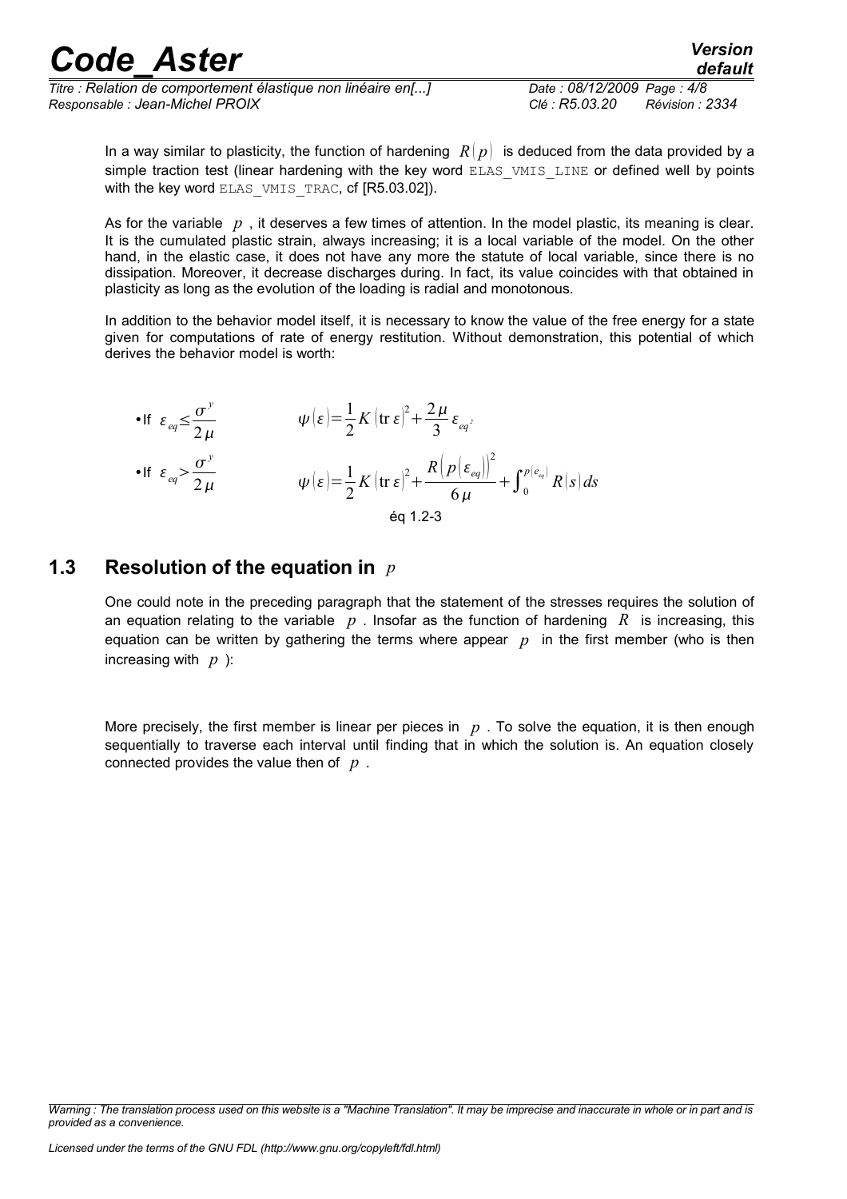In a way similar to plasticity, the function of hardening $R(p)$ is deduced from the data provided by a simple traction test (linear hardening with the key word ELAS_VMIS_LINE or defined well by points with the key word ELAS_VMIS_TRAC, cf [R5.03.02]).

As for the variable $p$, it deserves a few times of attention. In the model plastic, its meaning is clear. It is the cumulated plastic strain, always increasing; it is a local variable of the model. On the other hand, in the elastic case, it does not have any more the statute of local variable, since there is no dissipation. Moreover, it decrease discharges during. In fact, its value coincides with that obtained in plasticity as long as the evolution of the loading is radial and monotonous.

In addition to the behavior model itself, it is necessary to know the value of the free energy for a state given for computations of rate of energy restitution. Without demonstration, this potential of which derives the behavior model is worth:

- If $\varepsilon_{eq} \leq \dfrac{\sigma^y}{2\mu}$ $\quad \psi(\varepsilon) = \dfrac{1}{2} K (\operatorname{tr} \varepsilon)^2 + \dfrac{2\mu}{3} \varepsilon_{eq^2}$
- If $\varepsilon_{eq} > \dfrac{\sigma^y}{2\mu}$ $\quad \psi(\varepsilon) = \dfrac{1}{2} K (\operatorname{tr} \varepsilon)^2 + \dfrac{R\left(p(\varepsilon_{eq})\right)^2}{6\mu} + \int_0^{p(\varepsilon_{eq})} R(s)\, ds$

éq 1.2-3

## 1.3 Resolution of the equation in $p$

One could note in the preceding paragraph that the statement of the stresses requires the solution of an equation relating to the variable $p$. Insofar as the function of hardening $R$ is increasing, this equation can be written by gathering the terms where appear $p$ in the first member (who is then increasing with $p$):

More precisely, the first member is linear per pieces in $p$. To solve the equation, it is then enough sequentially to traverse each interval until finding that in which the solution is. An equation closely connected provides the value then of $p$.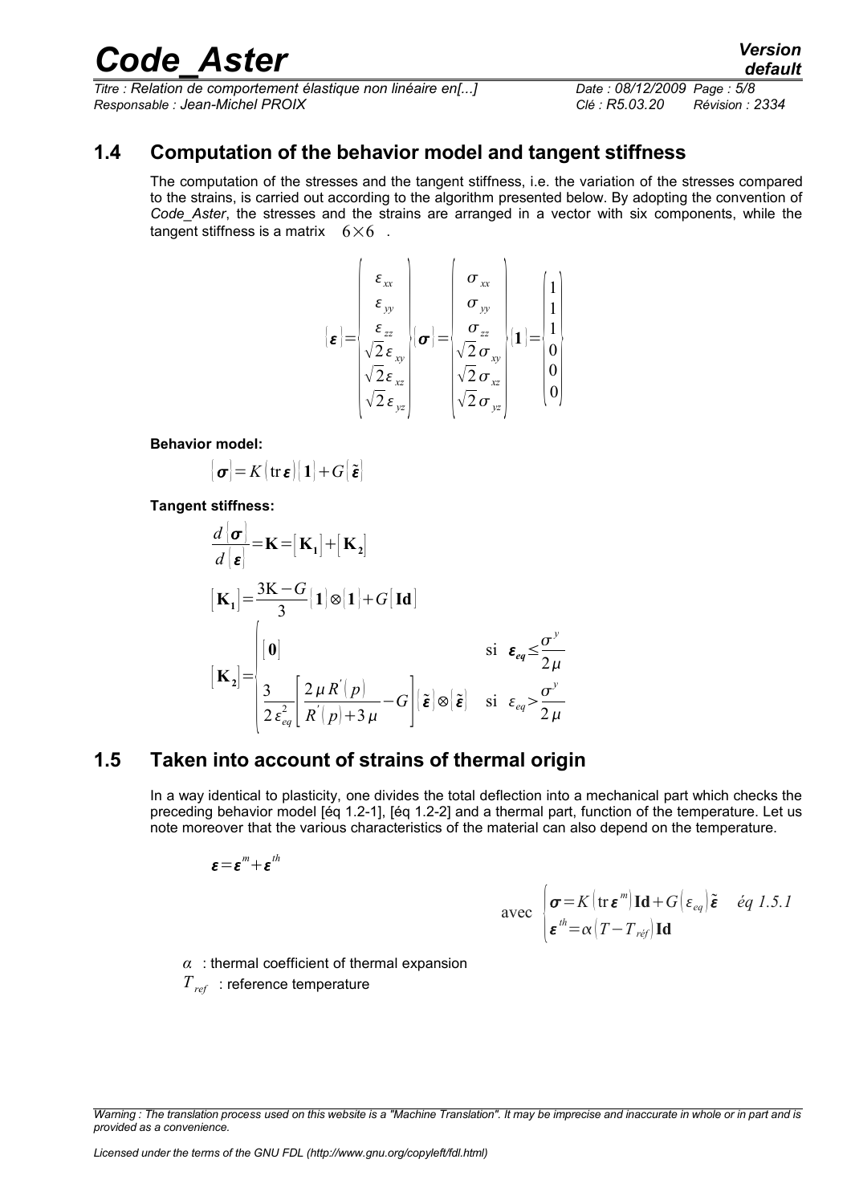## 1.4 Computation of the behavior model and tangent stiffness

The computation of the stresses and the tangent stiffness, i.e. the variation of the stresses compared to the strains, is carried out according to the algorithm presented below. By adopting the convention of *Code_Aster*, the stresses and the strains are arranged in a vector with six components, while the tangent stiffness is a matrix $6 \times 6$ .

$$
\{\boldsymbol{\varepsilon}\} = \begin{Bmatrix} \varepsilon_{xx} \\ \varepsilon_{yy} \\ \varepsilon_{zz} \\ \sqrt{2}\,\varepsilon_{xy} \\ \sqrt{2}\,\varepsilon_{xz} \\ \sqrt{2}\,\varepsilon_{yz} \end{Bmatrix} \quad \{\boldsymbol{\sigma}\} = \begin{Bmatrix} \sigma_{xx} \\ \sigma_{yy} \\ \sigma_{zz} \\ \sqrt{2}\,\sigma_{xy} \\ \sqrt{2}\,\sigma_{xz} \\ \sqrt{2}\,\sigma_{yz} \end{Bmatrix} \quad \{\mathbf{1}\} = \begin{Bmatrix} 1 \\ 1 \\ 1 \\ 0 \\ 0 \\ 0 \end{Bmatrix}
$$

**Behavior model:**

$$
\{\boldsymbol{\sigma}\} = K(\operatorname{tr}\boldsymbol{\varepsilon})\{\mathbf{1}\} + G\{\tilde{\boldsymbol{\varepsilon}}\}
$$

**Tangent stiffness:**

$$
\frac{d\{\boldsymbol{\sigma}\}}{d\{\boldsymbol{\varepsilon}\}} = \mathbf{K} = [\mathbf{K_1}] + [\mathbf{K_2}]
$$

$$
[\mathbf{K_1}] = \frac{3\mathrm{K} - G}{3}\{\mathbf{1}\} \otimes \{\mathbf{1}\} + G[\mathbf{Id}]
$$

$$
[\mathbf{K_2}] = \begin{cases} [\mathbf{0}] & \text{si} \quad \boldsymbol{\varepsilon_{eq}} \leq \dfrac{\sigma^y}{2\mu} \\[2ex] \dfrac{3}{2\varepsilon_{eq}^2}\left[\dfrac{2\mu R'(p)}{R'(p)+3\mu} - G\right]\{\tilde{\boldsymbol{\varepsilon}}\} \otimes \{\tilde{\boldsymbol{\varepsilon}}\} & \text{si} \quad \varepsilon_{eq} > \dfrac{\sigma^y}{2\mu} \end{cases}
$$

## 1.5 Taken into account of strains of thermal origin

In a way identical to plasticity, one divides the total deflection into a mechanical part which checks the preceding behavior model [éq 1.2-1], [éq 1.2-2] and a thermal part, function of the temperature. Let us note moreover that the various characteristics of the material can also depend on the temperature.

$$
\boldsymbol{\varepsilon} = \boldsymbol{\varepsilon}^m + \boldsymbol{\varepsilon}^{th}
$$

$$
\text{avec} \quad \begin{cases} \boldsymbol{\sigma} = K(\operatorname{tr}\boldsymbol{\varepsilon}^m)\mathbf{Id} + G(\varepsilon_{eq})\tilde{\boldsymbol{\varepsilon}} & \textit{éq 1.5.1} \\ \boldsymbol{\varepsilon}^{th} = \alpha(T - T_{réf})\mathbf{Id} \end{cases}
$$

$\alpha$ : thermal coefficient of thermal expansion

$T_{ref}$ : reference temperature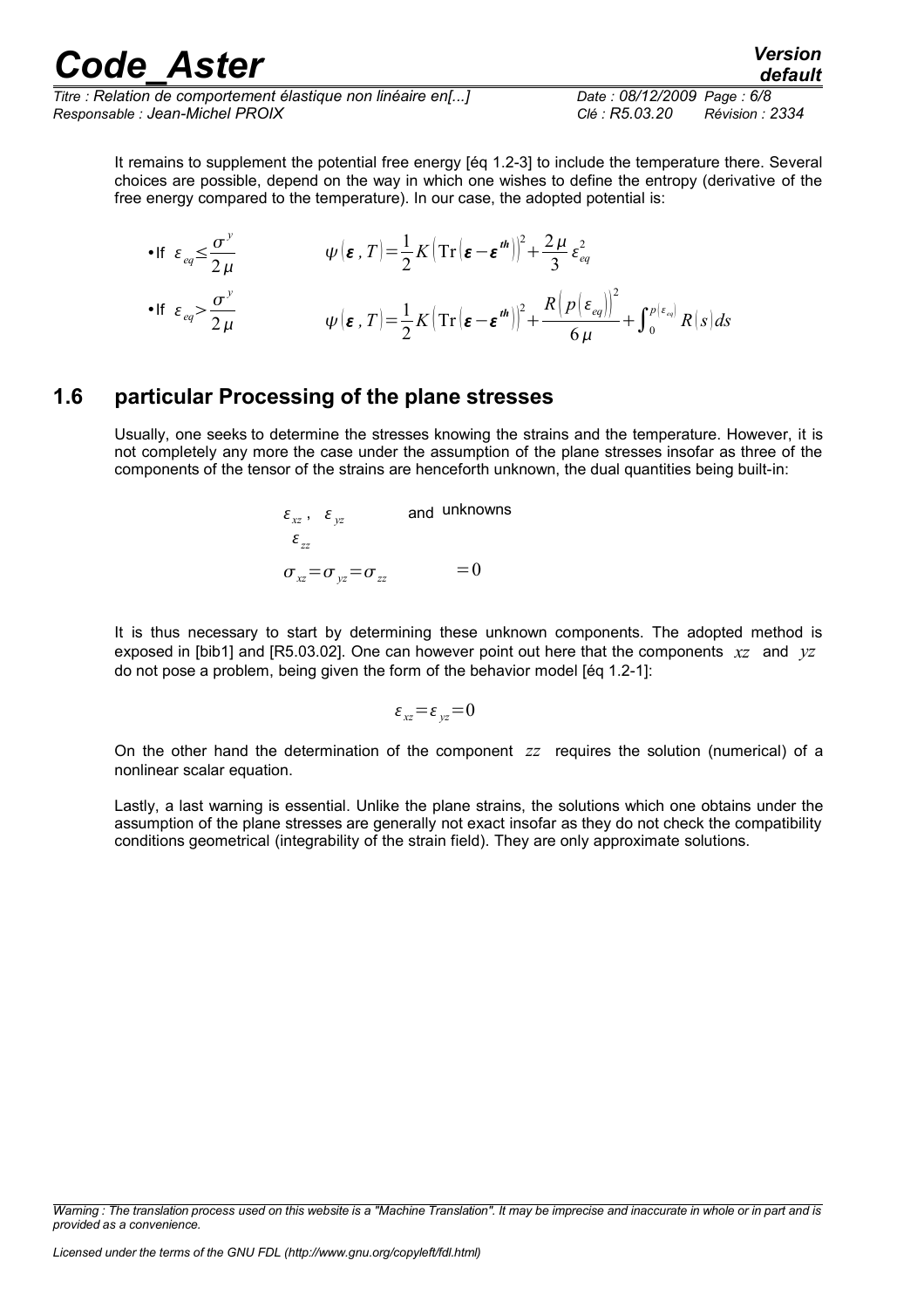It remains to supplement the potential free energy [éq 1.2-3] to include the temperature there. Several choices are possible, depend on the way in which one wishes to define the entropy (derivative of the free energy compared to the temperature). In our case, the adopted potential is:

- If $\varepsilon_{eq} \leq \dfrac{\sigma^y}{2\mu}$ $\qquad \psi(\boldsymbol{\varepsilon}, T) = \dfrac{1}{2} K \left( \mathrm{Tr}(\boldsymbol{\varepsilon} - \boldsymbol{\varepsilon}^{th}) \right)^2 + \dfrac{2\mu}{3} \varepsilon_{eq}^2$

- If $\varepsilon_{eq} > \dfrac{\sigma^y}{2\mu}$ $\qquad \psi(\boldsymbol{\varepsilon}, T) = \dfrac{1}{2} K \left( \mathrm{Tr}(\boldsymbol{\varepsilon} - \boldsymbol{\varepsilon}^{th}) \right)^2 + \dfrac{R\left(p(\varepsilon_{eq})\right)^2}{6\mu} + \int_0^{p(\varepsilon_{eq})} R(s) ds$

## 1.6 particular Processing of the plane stresses

Usually, one seeks to determine the stresses knowing the strains and the temperature. However, it is not completely any more the case under the assumption of the plane stresses insofar as three of the components of the tensor of the strains are henceforth unknown, the dual quantities being built-in:

$$\varepsilon_{xz}, \ \varepsilon_{yz} \quad \text{and unknowns}$$

$$\varepsilon_{zz}$$

$$\sigma_{xz} = \sigma_{yz} = \sigma_{zz} \qquad = 0$$

It is thus necessary to start by determining these unknown components. The adopted method is exposed in [bib1] and [R5.03.02]. One can however point out here that the components $xz$ and $yz$ do not pose a problem, being given the form of the behavior model [éq 1.2-1]:

$$\varepsilon_{xz} = \varepsilon_{yz} = 0$$

On the other hand the determination of the component $zz$ requires the solution (numerical) of a nonlinear scalar equation.

Lastly, a last warning is essential. Unlike the plane strains, the solutions which one obtains under the assumption of the plane stresses are generally not exact insofar as they do not check the compatibility conditions geometrical (integrability of the strain field). They are only approximate solutions.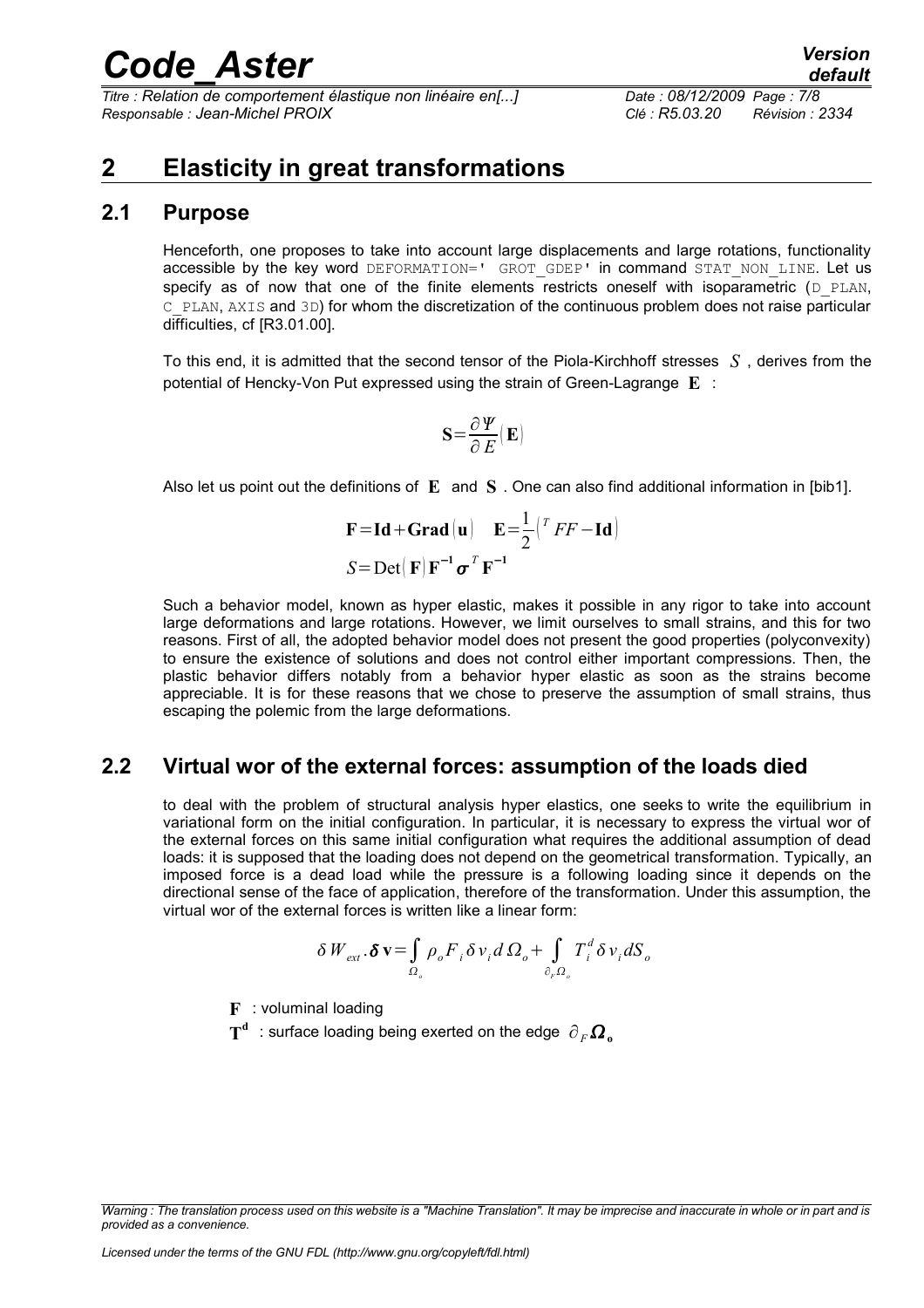# 2 Elasticity in great transformations

## 2.1 Purpose

Henceforth, one proposes to take into account large displacements and large rotations, functionality accessible by the key word DEFORMATION=' GROT_GDEP' in command STAT_NON_LINE. Let us specify as of now that one of the finite elements restricts oneself with isoparametric (D_PLAN, C_PLAN, AXIS and 3D) for whom the discretization of the continuous problem does not raise particular difficulties, cf [R3.01.00].

To this end, it is admitted that the second tensor of the Piola-Kirchhoff stresses $S$, derives from the potential of Hencky-Von Put expressed using the strain of Green-Lagrange $\mathbf{E}$ :

$$\mathbf{S}=\frac{\partial \Psi}{\partial E}(\mathbf{E})$$

Also let us point out the definitions of $\mathbf{E}$ and $\mathbf{S}$. One can also find additional information in [bib1].

$$\mathbf{F}=\mathbf{Id}+\mathbf{Grad}(\mathbf{u}) \quad \mathbf{E}=\frac{1}{2}\left({}^{T}FF-\mathbf{Id}\right)$$

$$S=\mathrm{Det}(\mathbf{F})\mathbf{F}^{-1}\boldsymbol{\sigma}^{T}\mathbf{F}^{-1}$$

Such a behavior model, known as hyper elastic, makes it possible in any rigor to take into account large deformations and large rotations. However, we limit ourselves to small strains, and this for two reasons. First of all, the adopted behavior model does not present the good properties (polyconvexity) to ensure the existence of solutions and does not control either important compressions. Then, the plastic behavior differs notably from a behavior hyper elastic as soon as the strains become appreciable. It is for these reasons that we chose to preserve the assumption of small strains, thus escaping the polemic from the large deformations.

## 2.2 Virtual wor of the external forces: assumption of the loads died

to deal with the problem of structural analysis hyper elastics, one seeks to write the equilibrium in variational form on the initial configuration. In particular, it is necessary to express the virtual wor of the external forces on this same initial configuration what requires the additional assumption of dead loads: it is supposed that the loading does not depend on the geometrical transformation. Typically, an imposed force is a dead load while the pressure is a following loading since it depends on the directional sense of the face of application, therefore of the transformation. Under this assumption, the virtual wor of the external forces is written like a linear form:

$$\delta W_{ext}.\boldsymbol{\delta}\mathbf{v}=\int_{\Omega_o}\rho_o F_i\,\delta v_i\,d\,\Omega_o+\int_{\partial_F\Omega_o}T_i^d\,\delta v_i\,dS_o$$

$\mathbf{F}$ : voluminal loading

$\mathbf{T^d}$ : surface loading being exerted on the edge $\partial_F\boldsymbol{\Omega}_\mathbf{o}$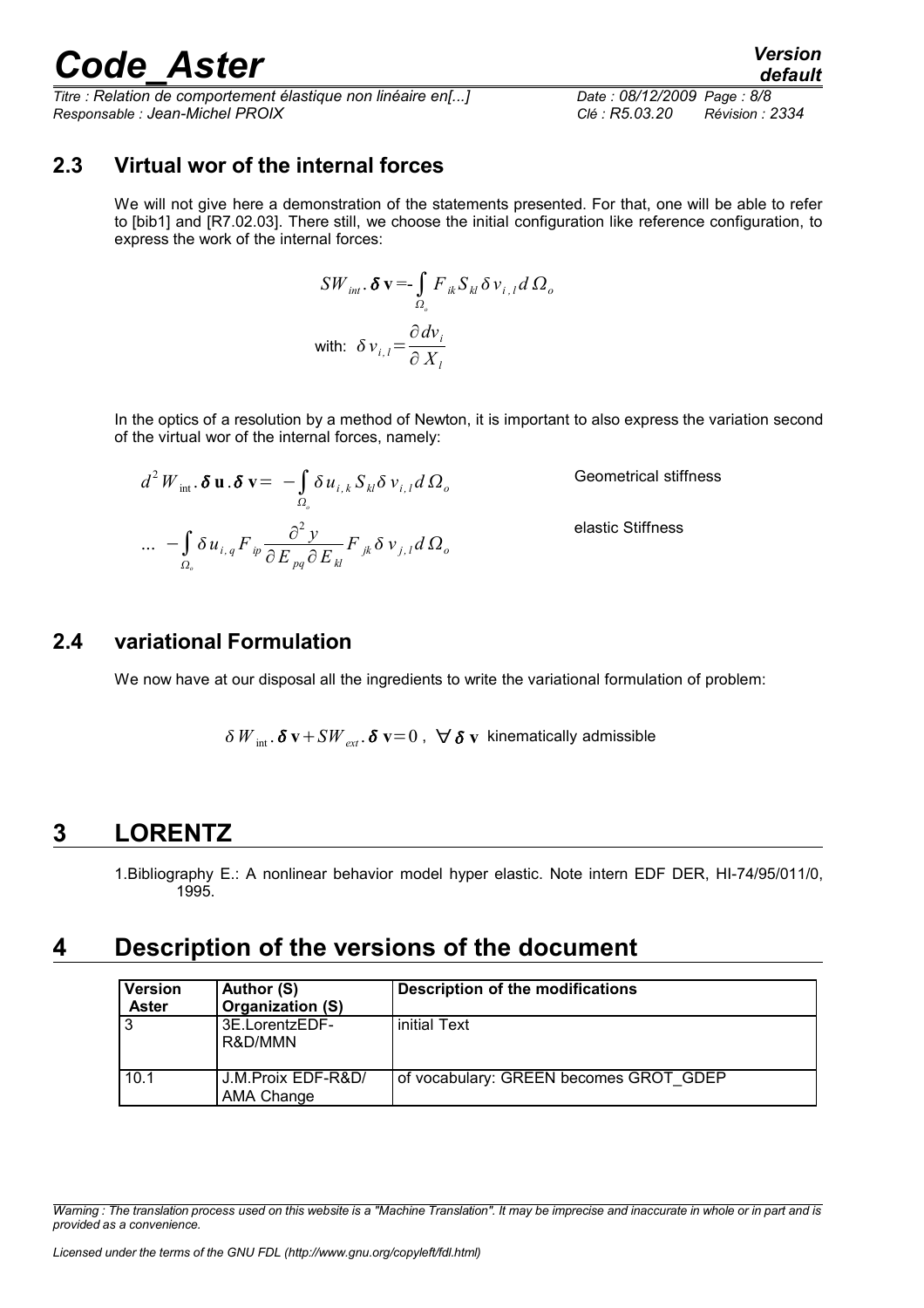## 2.3 Virtual wor of the internal forces

We will not give here a demonstration of the statements presented. For that, one will be able to refer to [bib1] and [R7.02.03]. There still, we choose the initial configuration like reference configuration, to express the work of the internal forces:

$$SW_{int}.\boldsymbol{\delta}\,\mathbf{v} = -\int_{\Omega_o} F_{ik} S_{kl}\, \delta v_{i,l}\, d\Omega_o$$

$$\text{with: } \delta v_{i,l} = \frac{\partial dv_i}{\partial X_l}$$

In the optics of a resolution by a method of Newton, it is important to also express the variation second of the virtual wor of the internal forces, namely:

$$d^2 W_{\text{int}}.\boldsymbol{\delta}\,\mathbf{u}.\boldsymbol{\delta}\,\mathbf{v} = -\int_{\Omega_o} \delta u_{i,k} S_{kl}\, \delta v_{i,l}\, d\Omega_o \qquad \text{Geometrical stiffness}$$

$$\ldots -\int_{\Omega_o} \delta u_{i,q} F_{ip} \frac{\partial^2 y}{\partial E_{pq} \partial E_{kl}} F_{jk}\, \delta v_{j,l}\, d\Omega_o \qquad \text{elastic Stiffness}$$

## 2.4 variational Formulation

We now have at our disposal all the ingredients to write the variational formulation of problem:

$$\delta W_{\text{int}}.\boldsymbol{\delta}\,\mathbf{v} + SW_{ext}.\boldsymbol{\delta}\,\mathbf{v} = 0\ ,\ \forall\, \boldsymbol{\delta}\,\mathbf{v} \text{ kinematically admissible}$$

# 3 LORENTZ

1.Bibliography E.: A nonlinear behavior model hyper elastic. Note intern EDF DER, HI-74/95/011/0, 1995.

# 4 Description of the versions of the document

| Version Aster | Author (S) Organization (S) | Description of the modifications |
|---|---|---|
| 3 | 3E.LorentzEDF-R&D/MMN | initial Text |
| 10.1 | J.M.Proix EDF-R&D/ AMA Change | of vocabulary: GREEN becomes GROT_GDEP |